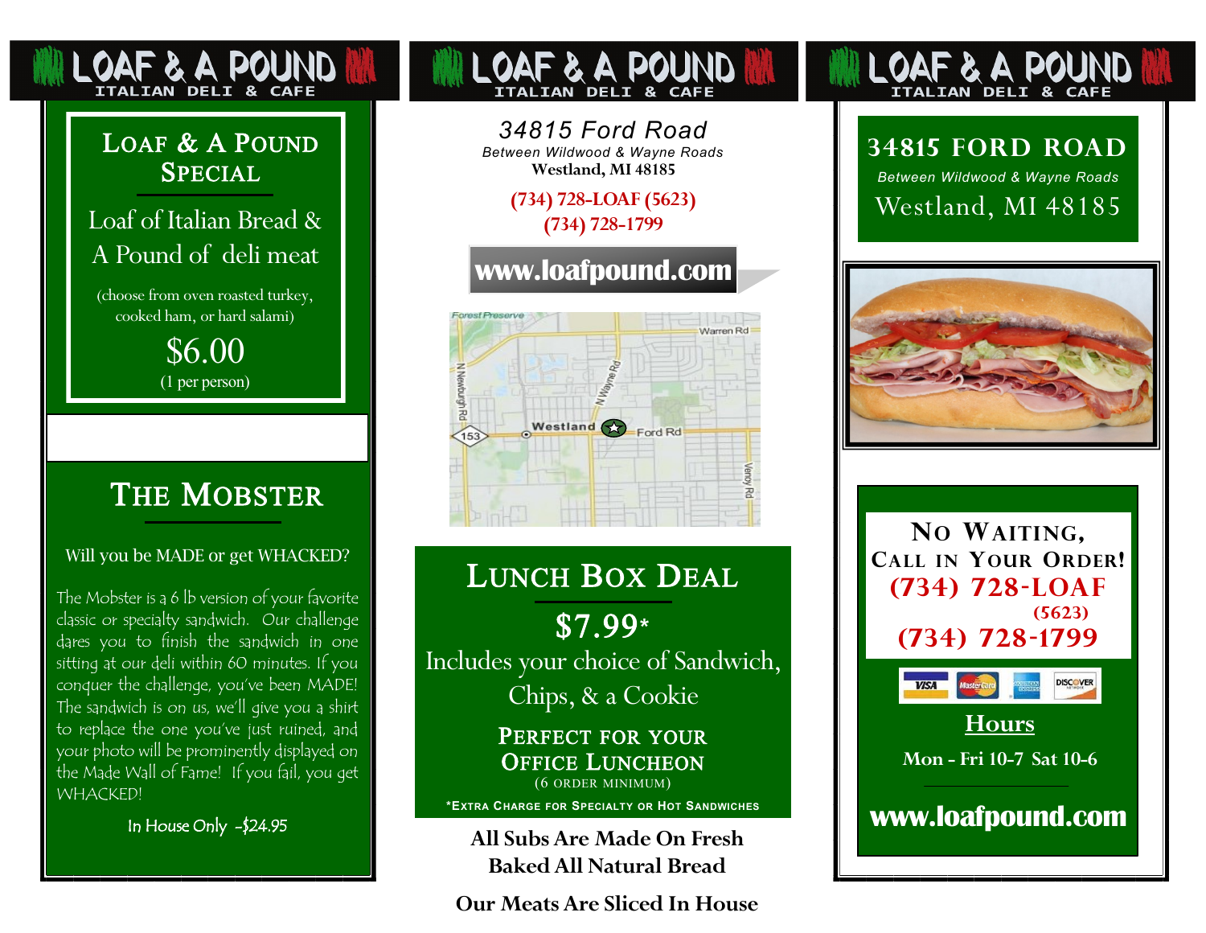# LOAF & A POUND
ITALIAN DELI & CAFE

## Loaf & A Pound Special

Loaf of Italian Bread & A Pound of deli meat

(choose from oven roasted turkey, cooked ham, or hard salami)

$6.00
(1 per person)

## The Mobster

Will you be MADE or get WHACKED?

The Mobster is a 6 lb version of your favorite classic or specialty sandwich. Our challenge dares you to finish the sandwich in one sitting at our deli within 60 minutes. If you conquer the challenge, you've been MADE! The sandwich is on us, we'll give you a shirt to replace the one you've just ruined, and your photo will be prominently displayed on the Made Wall of Fame! If you fail, you get WHACKED!

In House Only -$24.95

# LOAF & A POUND
ITALIAN DELI & CAFE

34815 Ford Road
Between Wildwood & Wayne Roads
Westland, MI 48185

(734) 728-LOAF (5623)
(734) 728-1799

**www.loafpound.com**

Forest Preserve
Warren Rd
N Newburgh Rd
N Wayne Rd
Westland
Ford Rd
153
Venoy Rd

## Lunch Box Deal

**$7.99***

Includes your choice of Sandwich, Chips, & a Cookie

Perfect for your Office Luncheon
(6 order minimum)

*Extra Charge for Specialty or Hot Sandwiches

**All Subs Are Made On Fresh Baked All Natural Bread**

**Our Meats Are Sliced In House**

# LOAF & A POUND
ITALIAN DELI & CAFE

34815 FORD ROAD
Between Wildwood & Wayne Roads
Westland, MI 48185

No Waiting, Call in Your Order!
**(734) 728-LOAF (5623)**
**(734) 728-1799**

VISA MasterCard American Express DISCOVER

**Hours**

Mon - Fri 10-7 Sat 10-6

**www.loafpound.com**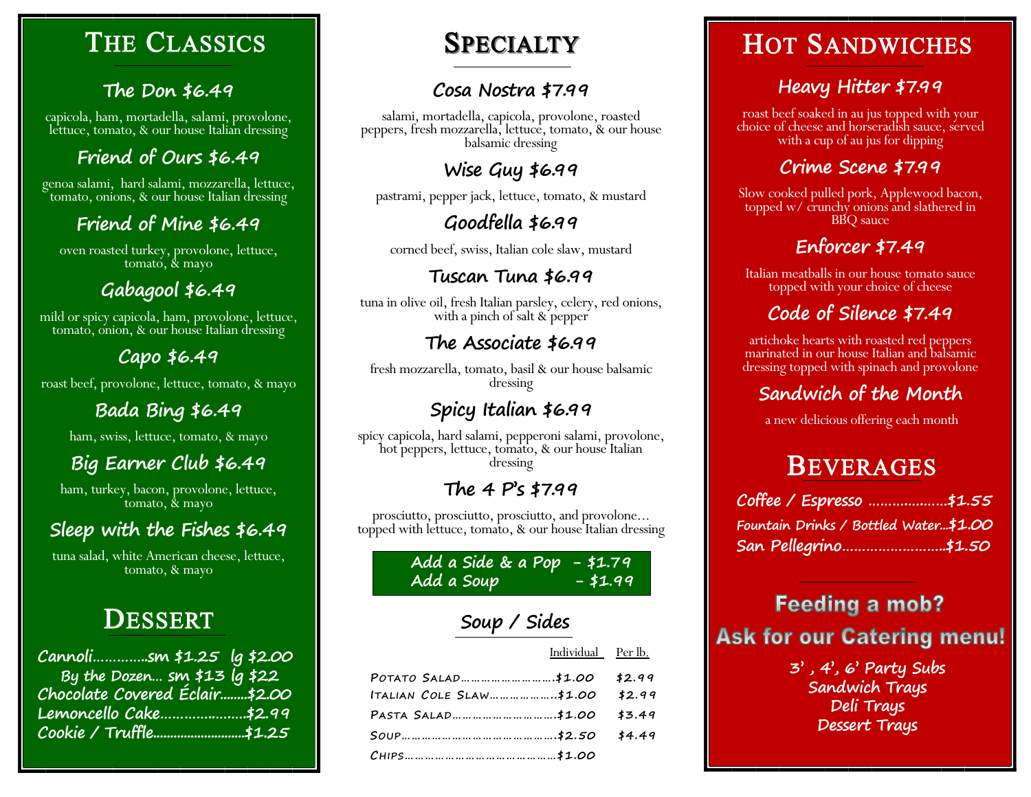# The Classics

### The Don $6.49

capicola, ham, mortadella, salami, provolone, lettuce, tomato, & our house Italian dressing

### Friend of Ours $6.49

genoa salami, hard salami, mozzarella, lettuce, tomato, onions, & our house Italian dressing

### Friend of Mine $6.49

oven roasted turkey, provolone, lettuce, tomato, & mayo

### Gabagool $6.49

mild or spicy capicola, ham, provolone, lettuce, tomato, onion, & our house Italian dressing

### Capo $6.49

roast beef, provolone, lettuce, tomato, & mayo

### Bada Bing $6.49

ham, swiss, lettuce, tomato, & mayo

### Big Earner Club $6.49

ham, turkey, bacon, provolone, lettuce, tomato, & mayo

### Sleep with the Fishes $6.49

tuna salad, white American cheese, lettuce, tomato, & mayo

# Dessert

Cannoli…………sm $1.25 lg $2.00
By the Dozen… sm $13 lg $22
Chocolate Covered Éclair……..$2.00
Lemoncello Cake…………………$2.99
Cookie / Truffle……………………..$1.25

# Specialty

### Cosa Nostra $7.99

salami, mortadella, capicola, provolone, roasted peppers, fresh mozzarella, lettuce, tomato, & our house balsamic dressing

### Wise Guy $6.99

pastrami, pepper jack, lettuce, tomato, & mustard

### Goodfella $6.99

corned beef, swiss, Italian cole slaw, mustard

### Tuscan Tuna $6.99

tuna in olive oil, fresh Italian parsley, celery, red onions, with a pinch of salt & pepper

### The Associate $6.99

fresh mozzarella, tomato, basil & our house balsamic dressing

### Spicy Italian $6.99

spicy capicola, hard salami, pepperoni salami, provolone, hot peppers, lettuce, tomato, & our house Italian dressing

### The 4 P's $7.99

prosciutto, prosciutto, prosciutto, and provolone… topped with lettuce, tomato, & our house Italian dressing

Add a Side & a Pop – $1.79
Add a Soup – $1.99

## Soup / Sides

| | Individual | Per lb. |
|---|---|---|
| Potato Salad | $1.00 | $2.99 |
| Italian Cole Slaw | $1.00 | $2.99 |
| Pasta Salad | $1.00 | $3.49 |
| Soup | $2.50 | $4.49 |
| Chips | $1.00 | |

# Hot Sandwiches

### Heavy Hitter $7.99

roast beef soaked in au jus topped with your choice of cheese and horseradish sauce, served with a cup of au jus for dipping

### Crime Scene $7.99

Slow cooked pulled pork, Applewood bacon, topped w/ crunchy onions and slathered in BBQ sauce

### Enforcer $7.49

Italian meatballs in our house tomato sauce topped with your choice of cheese

### Code of Silence $7.49

artichoke hearts with roasted red peppers marinated in our house Italian and balsamic dressing topped with spinach and provolone

### Sandwich of the Month

a new delicious offering each month

# Beverages

Coffee / Espresso ………………..$1.55
Fountain Drinks / Bottled Water…$1.00
San Pellegrino…………………….$1.50

**Feeding a mob?**

**Ask for our Catering menu!**

3' , 4', 6' Party Subs
Sandwich Trays
Deli Trays
Dessert Trays